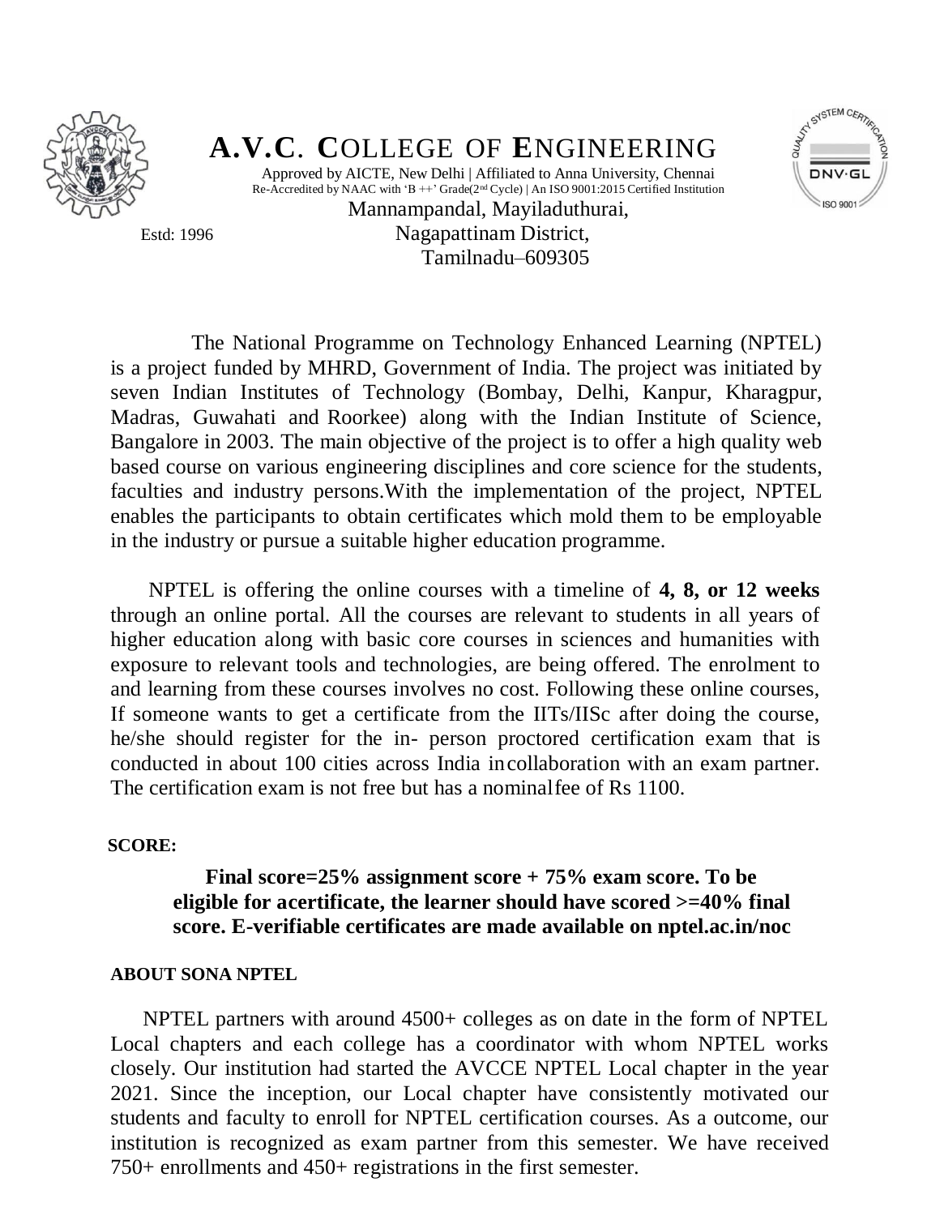# A.V.C. COLLEGE OF ENGINEERING

Approved by AICTE, New Delhi | Affiliated to Anna University, Chennai
Re-Accredited by NAAC with 'B ++' Grade(2nd Cycle) | An ISO 9001:2015 Certified Institution

Mannampandal, Mayiladuthurai,
Nagapattinam District,
Tamilnadu–609305

Estd: 1996

The National Programme on Technology Enhanced Learning (NPTEL) is a project funded by MHRD, Government of India. The project was initiated by seven Indian Institutes of Technology (Bombay, Delhi, Kanpur, Kharagpur, Madras, Guwahati and Roorkee) along with the Indian Institute of Science, Bangalore in 2003. The main objective of the project is to offer a high quality web based course on various engineering disciplines and core science for the students, faculties and industry persons.With the implementation of the project, NPTEL enables the participants to obtain certificates which mold them to be employable in the industry or pursue a suitable higher education programme.

NPTEL is offering the online courses with a timeline of **4, 8, or 12 weeks** through an online portal. All the courses are relevant to students in all years of higher education along with basic core courses in sciences and humanities with exposure to relevant tools and technologies, are being offered. The enrolment to and learning from these courses involves no cost. Following these online courses, If someone wants to get a certificate from the IITs/IISc after doing the course, he/she should register for the in- person proctored certification exam that is conducted in about 100 cities across India incollaboration with an exam partner. The certification exam is not free but has a nominalfee of Rs 1100.

**SCORE:**

**Final score=25% assignment score + 75% exam score. To be eligible for acertificate, the learner should have scored >=40% final score. E-verifiable certificates are made available on nptel.ac.in/noc**

**ABOUT SONA NPTEL**

NPTEL partners with around 4500+ colleges as on date in the form of NPTEL Local chapters and each college has a coordinator with whom NPTEL works closely. Our institution had started the AVCCE NPTEL Local chapter in the year 2021. Since the inception, our Local chapter have consistently motivated our students and faculty to enroll for NPTEL certification courses. As a outcome, our institution is recognized as exam partner from this semester. We have received 750+ enrollments and 450+ registrations in the first semester.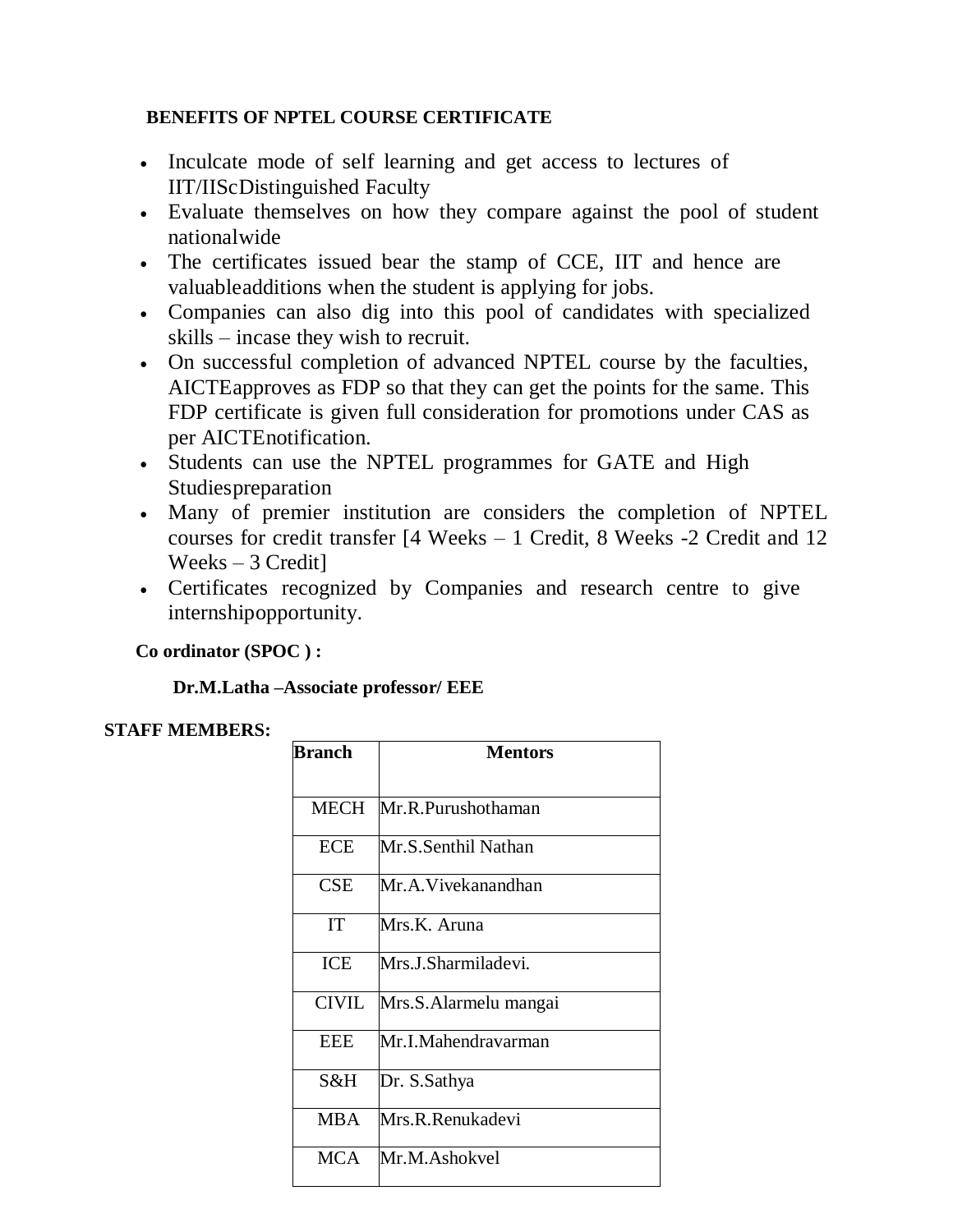**BENEFITS OF NPTEL COURSE CERTIFICATE**

- Inculcate mode of self learning and get access to lectures of IIT/IIScDistinguished Faculty
- Evaluate themselves on how they compare against the pool of student nationalwide
- The certificates issued bear the stamp of CCE, IIT and hence are valuableadditions when the student is applying for jobs.
- Companies can also dig into this pool of candidates with specialized skills – incase they wish to recruit.
- On successful completion of advanced NPTEL course by the faculties, AICTEapproves as FDP so that they can get the points for the same. This FDP certificate is given full consideration for promotions under CAS as per AICTEnotification.
- Students can use the NPTEL programmes for GATE and High Studiespreparation
- Many of premier institution are considers the completion of NPTEL courses for credit transfer [4 Weeks – 1 Credit, 8 Weeks -2 Credit and 12 Weeks – 3 Credit]
- Certificates recognized by Companies and research centre to give internshipopportunity.

**Co ordinator (SPOC ) :**

**Dr.M.Latha –Associate professor/ EEE**

**STAFF MEMBERS:**

| Branch | Mentors |
|---|---|
| MECH | Mr.R.Purushothaman |
| ECE | Mr.S.Senthil Nathan |
| CSE | Mr.A.Vivekanandhan |
| IT | Mrs.K. Aruna |
| ICE | Mrs.J.Sharmiladevi. |
| CIVIL | Mrs.S.Alarmelu mangai |
| EEE | Mr.I.Mahendravarman |
| S&H | Dr. S.Sathya |
| MBA | Mrs.R.Renukadevi |
| MCA | Mr.M.Ashokvel |